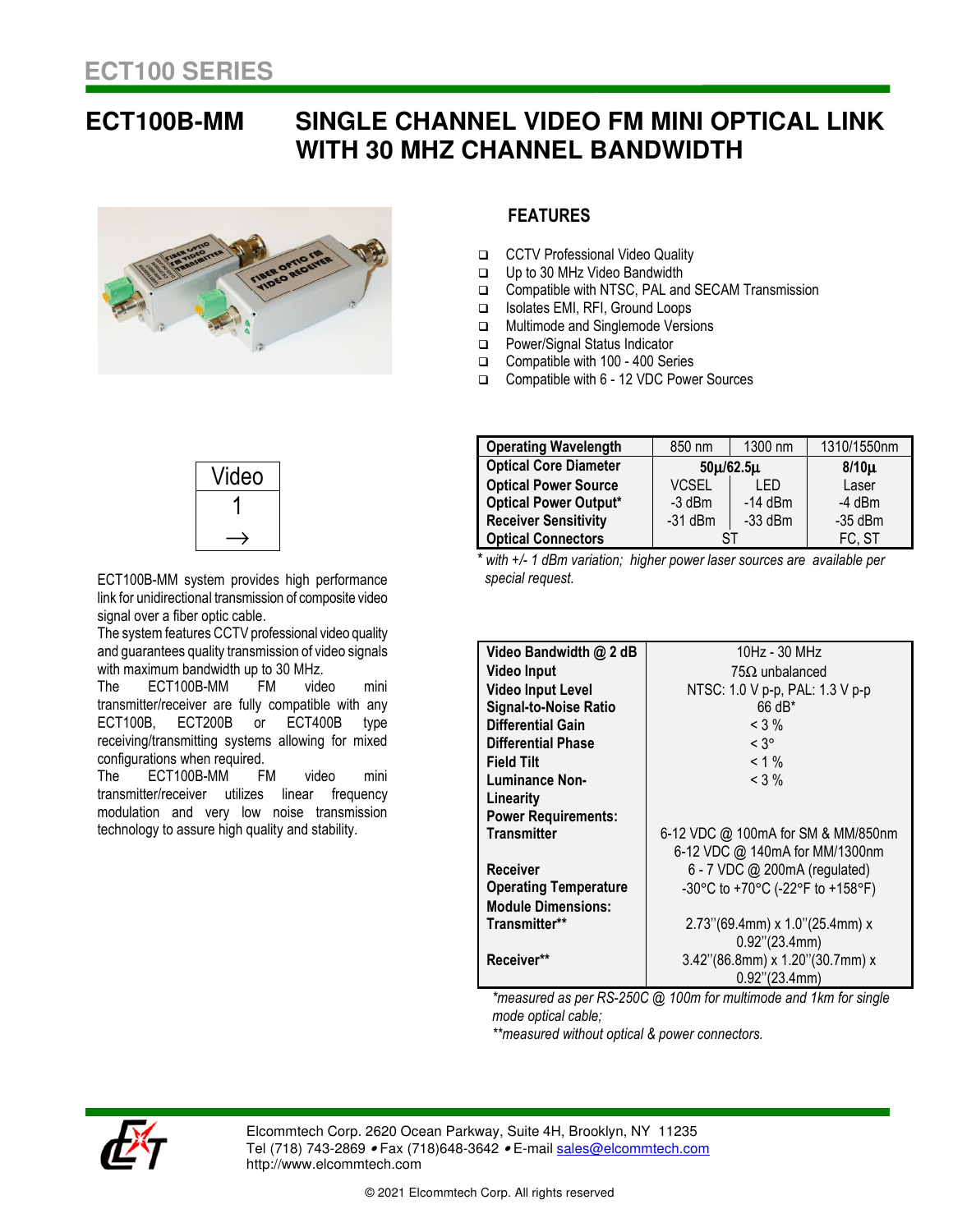# ECT100 SERIES

## ECT100B-MM SINGLE CHANNEL VIDEO FM MINI OPTICAL LINK WITH 30 MHZ CHANNEL BANDWIDTH

### FEATURES

- CCTV Professional Video Quality
- Up to 30 MHz Video Bandwidth
- Compatible with NTSC, PAL and SECAM Transmission
- Isolates EMI, RFI, Ground Loops
- Multimode and Singlemode Versions
- Power/Signal Status Indicator
- Compatible with 100 - 400 Series
- Compatible with 6 - 12 VDC Power Sources

| Video |
|---|
| 1 |
| → |

ECT100B-MM system provides high performance link for unidirectional transmission of composite video signal over a fiber optic cable.

The system features CCTV professional video quality and guarantees quality transmission of video signals with maximum bandwidth up to 30 MHz.

The ECT100B-MM FM video mini transmitter/receiver are fully compatible with any ECT100B, ECT200B or ECT400B type receiving/transmitting systems allowing for mixed configurations when required.

The ECT100B-MM FM video mini transmitter/receiver utilizes linear frequency modulation and very low noise transmission technology to assure high quality and stability.

| Operating Wavelength | 850 nm | 1300 nm | 1310/1550nm |
|---|---|---|---|
| Optical Core Diameter | 50µ/62.5µ | | 8/10µ |
| Optical Power Source | VCSEL | LED | Laser |
| Optical Power Output* | -3 dBm | -14 dBm | -4 dBm |
| Receiver Sensitivity | -31 dBm | -33 dBm | -35 dBm |
| Optical Connectors | ST | | FC, ST |

\* *with +/- 1 dBm variation; higher power laser sources are available per special request.*

| Parameter | Value |
|---|---|
| Video Bandwidth @ 2 dB | 10Hz - 30 MHz |
| Video Input | 75Ω unbalanced |
| Video Input Level | NTSC: 1.0 V p-p, PAL: 1.3 V p-p |
| Signal-to-Noise Ratio | 66 dB* |
| Differential Gain | < 3 % |
| Differential Phase | < 3° |
| Field Tilt | < 1 % |
| Luminance Non-Linearity | < 3 % |
| **Power Requirements:** | |
| Transmitter | 6-12 VDC @ 100mA for SM & MM/850nm<br>6-12 VDC @ 140mA for MM/1300nm |
| Receiver | 6 - 7 VDC @ 200mA (regulated) |
| Operating Temperature | -30°C to +70°C (-22°F to +158°F) |
| **Module Dimensions:** | |
| Transmitter** | 2.73"(69.4mm) x 1.0"(25.4mm) x 0.92"(23.4mm) |
| Receiver** | 3.42"(86.8mm) x 1.20"(30.7mm) x 0.92"(23.4mm) |

*\*measured as per RS-250C @ 100m for multimode and 1km for single mode optical cable;*

*\*\*measured without optical & power connectors.*

Elcommtech Corp. 2620 Ocean Parkway, Suite 4H, Brooklyn, NY 11235
Tel (718) 743-2869 • Fax (718)648-3642 • E-mail sales@elcommtech.com
http://www.elcommtech.com

© 2021 Elcommtech Corp. All rights reserved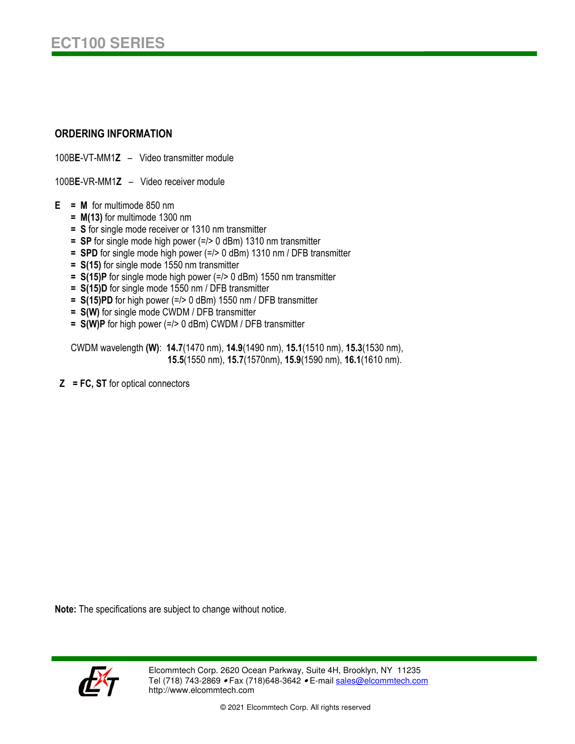## ORDERING INFORMATION

100B**E**-VT-MM1**Z** – Video transmitter module

100B**E**-VR-MM1**Z** – Video receiver module

**E** = **M** for multimode 850 nm
- = **M(13)** for multimode 1300 nm
- = **S** for single mode receiver or 1310 nm transmitter
- = **SP** for single mode high power (=/> 0 dBm) 1310 nm transmitter
- = **SPD** for single mode high power (=/> 0 dBm) 1310 nm / DFB transmitter
- = **S(15)** for single mode 1550 nm transmitter
- = **S(15)P** for single mode high power (=/> 0 dBm) 1550 nm transmitter
- = **S(15)D** for single mode 1550 nm / DFB transmitter
- = **S(15)PD** for high power (=/> 0 dBm) 1550 nm / DFB transmitter
- = **S(W)** for single mode CWDM / DFB transmitter
- = **S(W)P** for high power (=/> 0 dBm) CWDM / DFB transmitter

CWDM wavelength **(W)**: **14.7**(1470 nm), **14.9**(1490 nm), **15.1**(1510 nm), **15.3**(1530 nm), **15.5**(1550 nm), **15.7**(1570nm), **15.9**(1590 nm), **16.1**(1610 nm).

**Z** = **FC, ST** for optical connectors

**Note:** The specifications are subject to change without notice.

Elcommtech Corp. 2620 Ocean Parkway, Suite 4H, Brooklyn, NY 11235
Tel (718) 743-2869 • Fax (718)648-3642 • E-mail sales@elcommtech.com
http://www.elcommtech.com

© 2021 Elcommtech Corp. All rights reserved